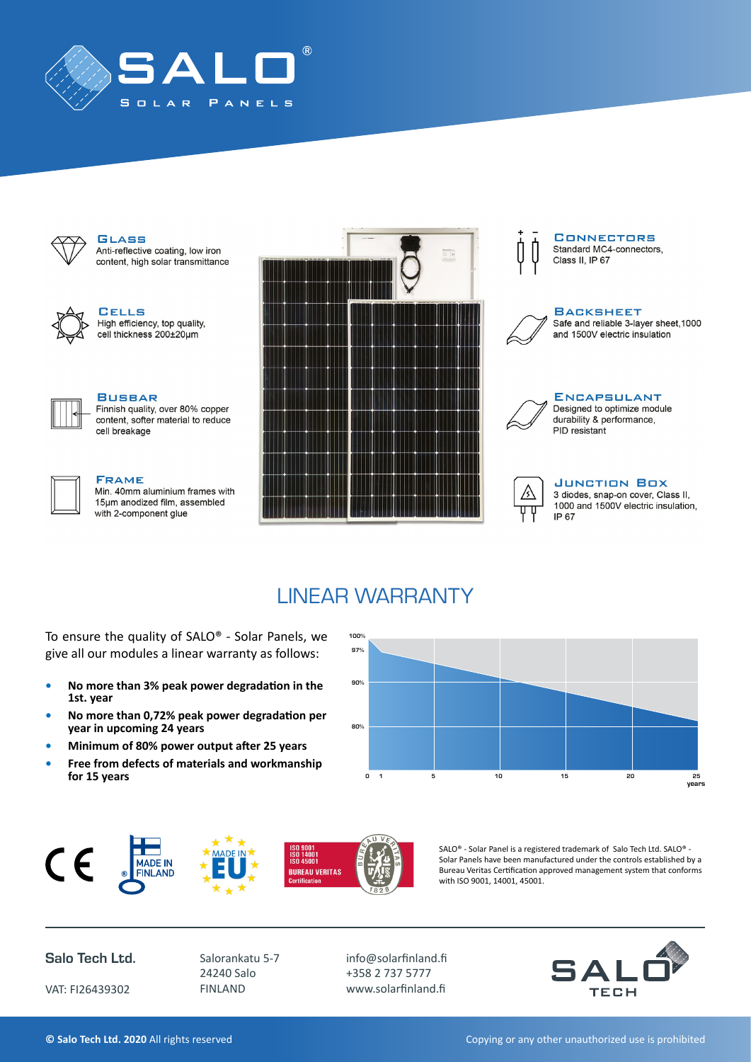# SALO®

SOLAR PANELS

### Glass
Anti-reflective coating, low iron content, high solar transmittance

### Cells
High efficiency, top quality, cell thickness 200±20µm

### Busbar
Finnish quality, over 80% copper content, softer material to reduce cell breakage

### Frame
Min. 40mm aluminium frames with 15µm anodized film, assembled with 2-component glue

### Connectors
Standard MC4-connectors, Class II, IP 67

### Backsheet
Safe and reliable 3-layer sheet,1000 and 1500V electric insulation

### Encapsulant
Designed to optimize module durability & performance, PID resistant

### Junction Box
3 diodes, snap-on cover, Class II, 1000 and 1500V electric insulation, IP 67

## LINEAR WARRANTY

To ensure the quality of SALO® - Solar Panels, we give all our modules a linear warranty as follows:

- **No more than 3% peak power degradation in the 1st. year**
- **No more than 0,72% peak power degradation per year in upcoming 24 years**
- **Minimum of 80% power output after 25 years**
- **Free from defects of materials and workmanship for 15 years**

CE

MADE IN FINLAND

MADE IN EU

ISO 9001
ISO 14001
ISO 45001
BUREAU VERITAS
Certification

SALO® - Solar Panel is a registered trademark of Salo Tech Ltd. SALO® - Solar Panels have been manufactured under the controls established by a Bureau Veritas Certification approved management system that conforms with ISO 9001, 14001, 45001.

**Salo Tech Ltd.**

VAT: FI26439302

Salorankatu 5-7
24240 Salo
FINLAND

info@solarfinland.fi
+358 2 737 5777
www.solarfinland.fi

SALO TECH

**© Salo Tech Ltd. 2020** All rights reserved

Copying or any other unauthorized use is prohibited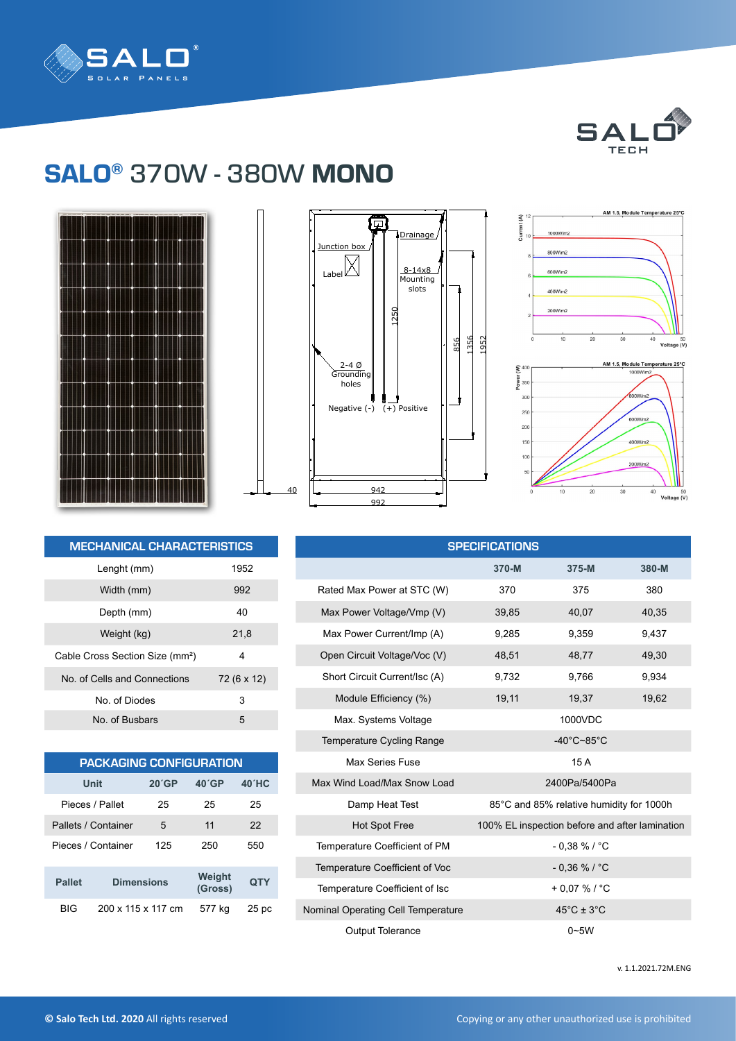# SALO® 370W - 380W MONO

Junction box
Drainage
Label
8-14x8 Mounting slots
1250
856
1356
1952
2-4 Ø Grounding holes
Negative (-)
(+) Positive
40
942
992

AM 1.5, Module Temperature 25°C
Current (A)
1000W/m2
800W/m2
600W/m2
400W/m2
200W/m2
Voltage (V)

AM 1.5, Module Temperature 25°C
Power (W)
1000W/m2
800W/m2
600W/m2
400W/m2
200W/m2
Voltage (V)

| MECHANICAL CHARACTERISTICS | |
|---|---|
| Lenght (mm) | 1952 |
| Width (mm) | 992 |
| Depth (mm) | 40 |
| Weight (kg) | 21,8 |
| Cable Cross Section Size (mm²) | 4 |
| No. of Cells and Connections | 72 (6 x 12) |
| No. of Diodes | 3 |
| No. of Busbars | 5 |

## PACKAGING CONFIGURATION

| Unit | 20´GP | 40´GP | 40´HC |
|---|---|---|---|
| Pieces / Pallet | 25 | 25 | 25 |
| Pallets / Container | 5 | 11 | 22 |
| Pieces / Container | 125 | 250 | 550 |

| Pallet | Dimensions | Weight (Gross) | QTY |
|---|---|---|---|
| BIG | 200 x 115 x 117 cm | 577 kg | 25 pc |

## SPECIFICATIONS

| | 370-M | 375-M | 380-M |
|---|---|---|---|
| Rated Max Power at STC (W) | 370 | 375 | 380 |
| Max Power Voltage/Vmp (V) | 39,85 | 40,07 | 40,35 |
| Max Power Current/Imp (A) | 9,285 | 9,359 | 9,437 |
| Open Circuit Voltage/Voc (V) | 48,51 | 48,77 | 49,30 |
| Short Circuit Current/Isc (A) | 9,732 | 9,766 | 9,934 |
| Module Efficiency (%) | 19,11 | 19,37 | 19,62 |
| Max. Systems Voltage | 1000VDC | | |
| Temperature Cycling Range | -40°C~85°C | | |
| Max Series Fuse | 15 A | | |
| Max Wind Load/Max Snow Load | 2400Pa/5400Pa | | |
| Damp Heat Test | 85°C and 85% relative humidity for 1000h | | |
| Hot Spot Free | 100% EL inspection before and after lamination | | |
| Temperature Coefficient of PM | - 0,38 % / °C | | |
| Temperature Coefficient of Voc | - 0,36 % / °C | | |
| Temperature Coefficient of Isc | + 0,07 % / °C | | |
| Nominal Operating Cell Temperature | 45°C ± 3°C | | |
| Output Tolerance | 0~5W | | |

v. 1.1.2021.72M.ENG

**© Salo Tech Ltd. 2020** All rights reserved

Copying or any other unauthorized use is prohibited